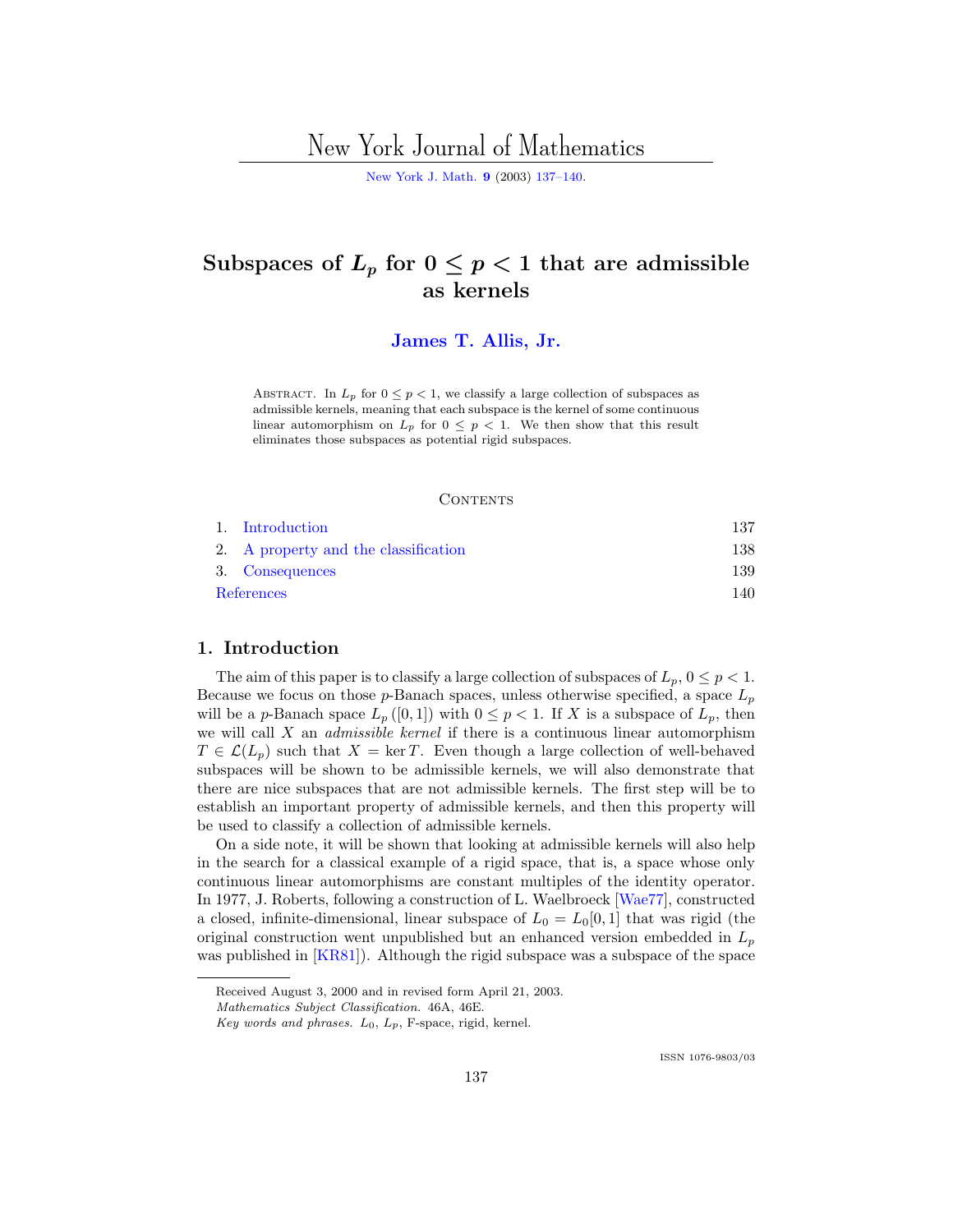# Subspaces of $L_p$ for $0 \leq p < 1$ that are admissible as kernels

**James T. Allis, Jr.**

Abstract. In $L_p$ for $0 \leq p < 1$, we classify a large collection of subspaces as admissible kernels, meaning that each subspace is the kernel of some continuous linear automorphism on $L_p$ for $0 \leq p < 1$. We then show that this result eliminates those subspaces as potential rigid subspaces.

Contents

| | |
|---|---|
| 1. Introduction | 137 |
| 2. A property and the classification | 138 |
| 3. Consequences | 139 |
| References | 140 |

## 1. Introduction

The aim of this paper is to classify a large collection of subspaces of $L_p$, $0 \leq p < 1$. Because we focus on those $p$-Banach spaces, unless otherwise specified, a space $L_p$ will be a $p$-Banach space $L_p([0,1])$ with $0 \leq p < 1$. If $X$ is a subspace of $L_p$, then we will call $X$ an *admissible kernel* if there is a continuous linear automorphism $T \in \mathcal{L}(L_p)$ such that $X = \ker T$. Even though a large collection of well-behaved subspaces will be shown to be admissible kernels, we will also demonstrate that there are nice subspaces that are not admissible kernels. The first step will be to establish an important property of admissible kernels, and then this property will be used to classify a collection of admissible kernels.

On a side note, it will be shown that looking at admissible kernels will also help in the search for a classical example of a rigid space, that is, a space whose only continuous linear automorphisms are constant multiples of the identity operator. In 1977, J. Roberts, following a construction of L. Waelbroeck [Wae77], constructed a closed, infinite-dimensional, linear subspace of $L_0 = L_0[0,1]$ that was rigid (the original construction went unpublished but an enhanced version embedded in $L_p$ was published in [KR81]). Although the rigid subspace was a subspace of the space

Received August 3, 2000 and in revised form April 21, 2003.

*Mathematics Subject Classification.* 46A, 46E.

*Key words and phrases.* $L_0$, $L_p$, F-space, rigid, kernel.

ISSN 1076-9803/03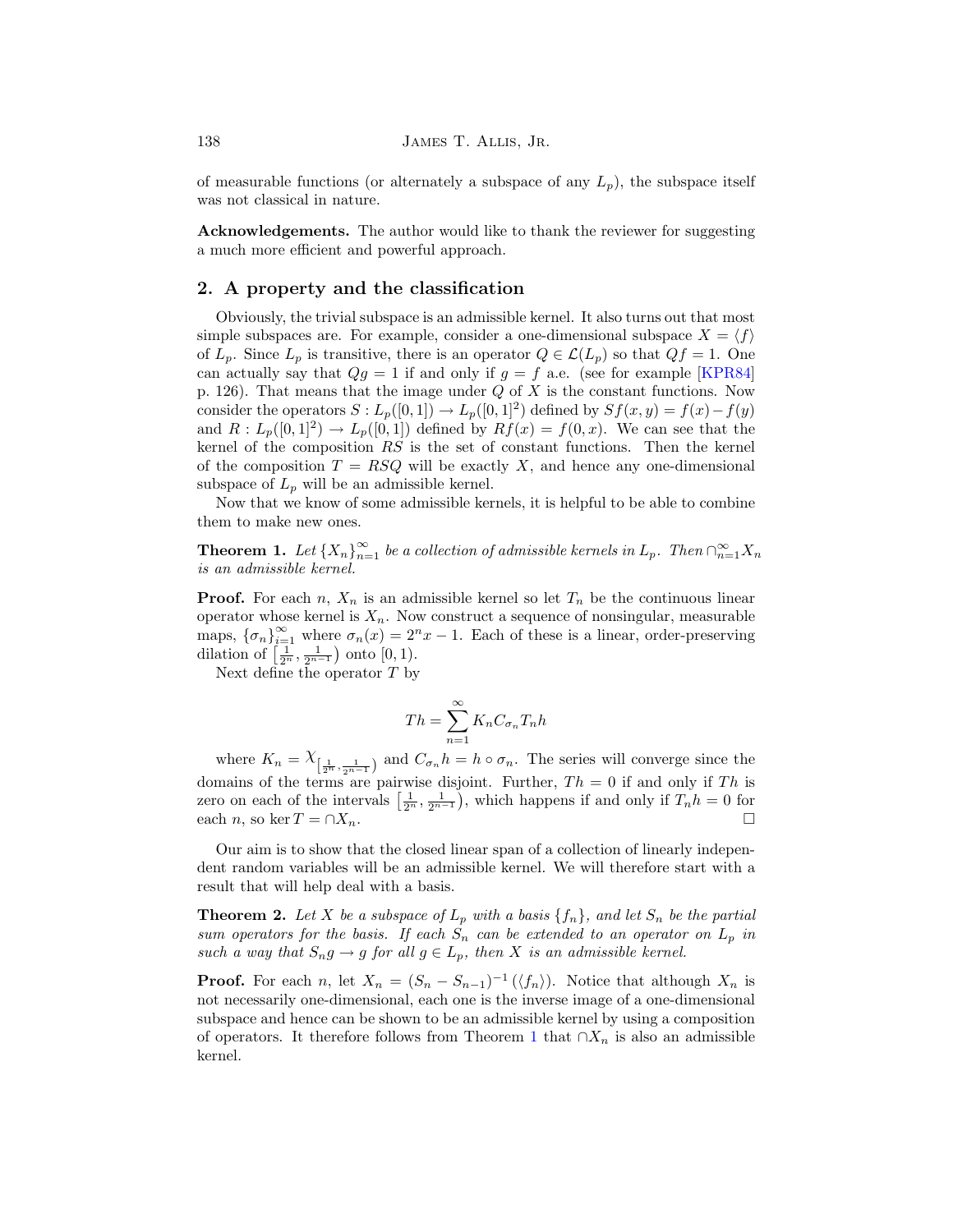of measurable functions (or alternately a subspace of any $L_p$), the subspace itself was not classical in nature.

**Acknowledgements.** The author would like to thank the reviewer for suggesting a much more efficient and powerful approach.

## 2. A property and the classification

Obviously, the trivial subspace is an admissible kernel. It also turns out that most simple subspaces are. For example, consider a one-dimensional subspace $X = \langle f \rangle$ of $L_p$. Since $L_p$ is transitive, there is an operator $Q \in \mathcal{L}(L_p)$ so that $Qf = 1$. One can actually say that $Qg = 1$ if and only if $g = f$ a.e. (see for example [KPR84] p. 126). That means that the image under $Q$ of $X$ is the constant functions. Now consider the operators $S : L_p([0,1]) \to L_p([0,1]^2)$ defined by $Sf(x,y) = f(x) - f(y)$ and $R : L_p([0,1]^2) \to L_p([0,1])$ defined by $Rf(x) = f(0,x)$. We can see that the kernel of the composition $RS$ is the set of constant functions. Then the kernel of the composition $T = RSQ$ will be exactly $X$, and hence any one-dimensional subspace of $L_p$ will be an admissible kernel.

Now that we know of some admissible kernels, it is helpful to be able to combine them to make new ones.

**Theorem 1.** *Let $\{X_n\}_{n=1}^{\infty}$ be a collection of admissible kernels in $L_p$. Then $\cap_{n=1}^{\infty} X_n$ is an admissible kernel.*

**Proof.** For each $n$, $X_n$ is an admissible kernel so let $T_n$ be the continuous linear operator whose kernel is $X_n$. Now construct a sequence of nonsingular, measurable maps, $\{\sigma_n\}_{i=1}^{\infty}$ where $\sigma_n(x) = 2^n x - 1$. Each of these is a linear, order-preserving dilation of $\left[\frac{1}{2^n}, \frac{1}{2^{n-1}}\right)$ onto $[0,1)$.

Next define the operator $T$ by

$$Th = \sum_{n=1}^{\infty} K_n C_{\sigma_n} T_n h$$

where $K_n = \chi_{\left[\frac{1}{2^n}, \frac{1}{2^{n-1}}\right)}$ and $C_{\sigma_n} h = h \circ \sigma_n$. The series will converge since the domains of the terms are pairwise disjoint. Further, $Th = 0$ if and only if $Th$ is zero on each of the intervals $\left[\frac{1}{2^n}, \frac{1}{2^{n-1}}\right)$, which happens if and only if $T_n h = 0$ for each $n$, so $\ker T = \cap X_n$. □

Our aim is to show that the closed linear span of a collection of linearly independent random variables will be an admissible kernel. We will therefore start with a result that will help deal with a basis.

**Theorem 2.** *Let $X$ be a subspace of $L_p$ with a basis $\{f_n\}$, and let $S_n$ be the partial sum operators for the basis. If each $S_n$ can be extended to an operator on $L_p$ in such a way that $S_n g \to g$ for all $g \in L_p$, then $X$ is an admissible kernel.*

**Proof.** For each $n$, let $X_n = (S_n - S_{n-1})^{-1}(\langle f_n \rangle)$. Notice that although $X_n$ is not necessarily one-dimensional, each one is the inverse image of a one-dimensional subspace and hence can be shown to be an admissible kernel by using a composition of operators. It therefore follows from Theorem 1 that $\cap X_n$ is also an admissible kernel.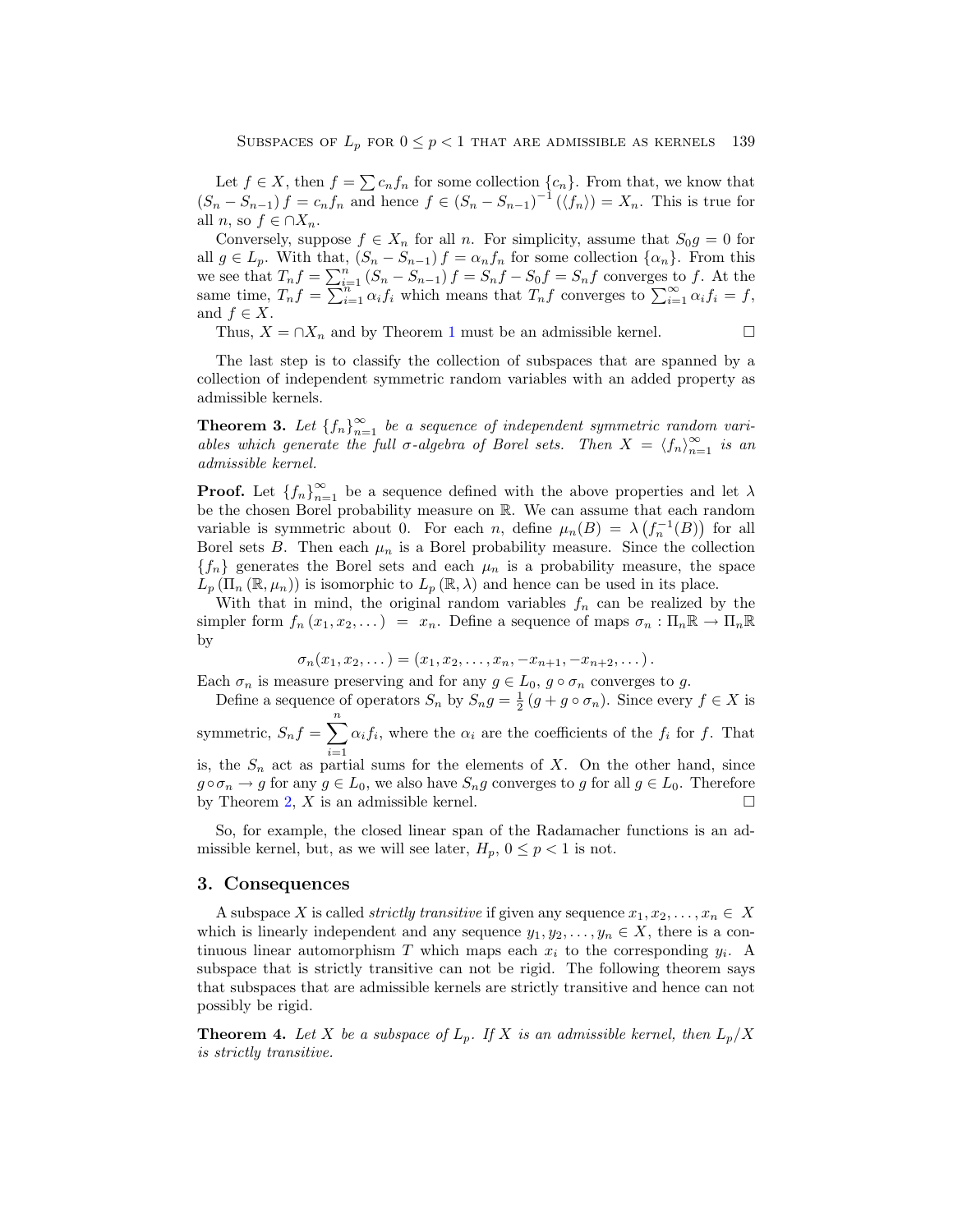Let $f \in X$, then $f = \sum c_n f_n$ for some collection $\{c_n\}$. From that, we know that $(S_n - S_{n-1}) f = c_n f_n$ and hence $f \in (S_n - S_{n-1})^{-1} (\langle f_n \rangle) = X_n$. This is true for all $n$, so $f \in \cap X_n$.

Conversely, suppose $f \in X_n$ for all $n$. For simplicity, assume that $S_0 g = 0$ for all $g \in L_p$. With that, $(S_n - S_{n-1}) f = \alpha_n f_n$ for some collection $\{\alpha_n\}$. From this we see that $T_n f = \sum_{i=1}^n (S_n - S_{n-1}) f = S_n f - S_0 f = S_n f$ converges to $f$. At the same time, $T_n f = \sum_{i=1}^n \alpha_i f_i$ which means that $T_n f$ converges to $\sum_{i=1}^\infty \alpha_i f_i = f$, and $f \in X$.

Thus, $X = \cap X_n$ and by Theorem 1 must be an admissible kernel. □

The last step is to classify the collection of subspaces that are spanned by a collection of independent symmetric random variables with an added property as admissible kernels.

**Theorem 3.** *Let $\{f_n\}_{n=1}^\infty$ be a sequence of independent symmetric random variables which generate the full $\sigma$-algebra of Borel sets. Then $X = \langle f_n \rangle_{n=1}^\infty$ is an admissible kernel.*

**Proof.** Let $\{f_n\}_{n=1}^\infty$ be a sequence defined with the above properties and let $\lambda$ be the chosen Borel probability measure on $\mathbb{R}$. We can assume that each random variable is symmetric about 0. For each $n$, define $\mu_n(B) = \lambda\left(f_n^{-1}(B)\right)$ for all Borel sets $B$. Then each $\mu_n$ is a Borel probability measure. Since the collection $\{f_n\}$ generates the Borel sets and each $\mu_n$ is a probability measure, the space $L_p\left(\Pi_n\left(\mathbb{R}, \mu_n\right)\right)$ is isomorphic to $L_p\left(\mathbb{R}, \lambda\right)$ and hence can be used in its place.

With that in mind, the original random variables $f_n$ can be realized by the simpler form $f_n\left(x_1, x_2, \dots\right) = x_n$. Define a sequence of maps $\sigma_n : \Pi_n \mathbb{R} \to \Pi_n \mathbb{R}$ by

$$\sigma_n(x_1, x_2, \dots) = (x_1, x_2, \dots, x_n, -x_{n+1}, -x_{n+2}, \dots).$$

Each $\sigma_n$ is measure preserving and for any $g \in L_0$, $g \circ \sigma_n$ converges to $g$.

Define a sequence of operators $S_n$ by $S_n g = \frac{1}{2}\left(g + g \circ \sigma_n\right)$. Since every $f \in X$ is symmetric, $S_n f = \sum_{i=1}^{n} \alpha_i f_i$, where the $\alpha_i$ are the coefficients of the $f_i$ for $f$. That is, the $S_n$ act as partial sums for the elements of $X$. On the other hand, since $g \circ \sigma_n \to g$ for any $g \in L_0$, we also have $S_n g$ converges to $g$ for all $g \in L_0$. Therefore by Theorem 2, $X$ is an admissible kernel. □

So, for example, the closed linear span of the Radamacher functions is an admissible kernel, but, as we will see later, $H_p$, $0 \le p < 1$ is not.

## 3. Consequences

A subspace $X$ is called *strictly transitive* if given any sequence $x_1, x_2, \dots, x_n \in X$ which is linearly independent and any sequence $y_1, y_2, \dots, y_n \in X$, there is a continuous linear automorphism $T$ which maps each $x_i$ to the corresponding $y_i$. A subspace that is strictly transitive can not be rigid. The following theorem says that subspaces that are admissible kernels are strictly transitive and hence can not possibly be rigid.

**Theorem 4.** *Let $X$ be a subspace of $L_p$. If $X$ is an admissible kernel, then $L_p/X$ is strictly transitive.*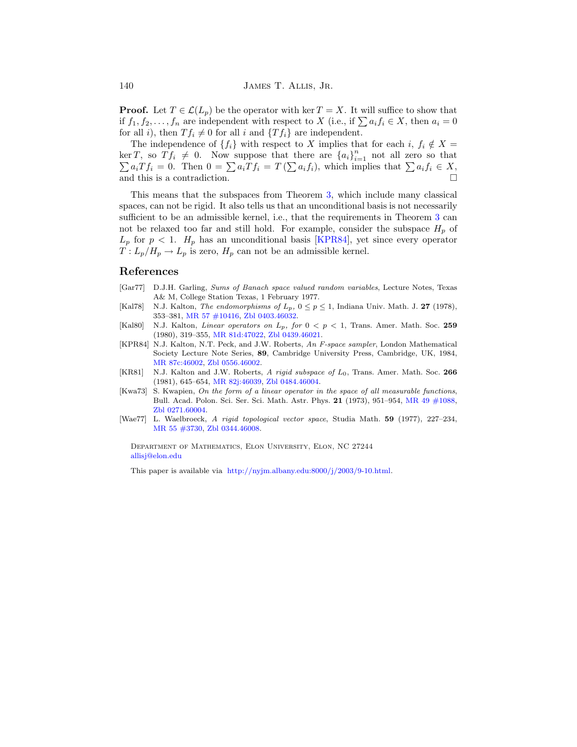**Proof.** Let $T \in \mathcal{L}(L_p)$ be the operator with $\ker T = X$. It will suffice to show that if $f_1, f_2, \ldots, f_n$ are independent with respect to $X$ (i.e., if $\sum a_i f_i \in X$, then $a_i = 0$ for all $i$), then $Tf_i \neq 0$ for all $i$ and $\{Tf_i\}$ are independent.

The independence of $\{f_i\}$ with respect to $X$ implies that for each $i$, $f_i \notin X = \ker T$, so $Tf_i \neq 0$. Now suppose that there are $\{a_i\}_{i=1}^n$ not all zero so that $\sum a_i T f_i = 0$. Then $0 = \sum a_i T f_i = T\left(\sum a_i f_i\right)$, which implies that $\sum a_i f_i \in X$, and this is a contradiction. □

This means that the subspaces from Theorem 3, which include many classical spaces, can not be rigid. It also tells us that an unconditional basis is not necessarily sufficient to be an admissible kernel, i.e., that the requirements in Theorem 3 can not be relaxed too far and still hold. For example, consider the subspace $H_p$ of $L_p$ for $p < 1$. $H_p$ has an unconditional basis [KPR84], yet since every operator $T : L_p/H_p \to L_p$ is zero, $H_p$ can not be an admissible kernel.

## References

[Gar77] D.J.H. Garling, *Sums of Banach space valued random variables*, Lecture Notes, Texas A& M, College Station Texas, 1 February 1977.

[Kal78] N.J. Kalton, *The endomorphisms of $L_p$, $0 \le p \le 1$*, Indiana Univ. Math. J. **27** (1978), 353–381, MR 57 #10416, Zbl 0403.46032.

[Kal80] N.J. Kalton, *Linear operators on $L_p$, for $0 < p < 1$*, Trans. Amer. Math. Soc. **259** (1980), 319–355, MR 81d:47022, Zbl 0439.46021.

[KPR84] N.J. Kalton, N.T. Peck, and J.W. Roberts, *An F-space sampler*, London Mathematical Society Lecture Note Series, **89**, Cambridge University Press, Cambridge, UK, 1984, MR 87c:46002, Zbl 0556.46002.

[KR81] N.J. Kalton and J.W. Roberts, *A rigid subspace of $L_0$*, Trans. Amer. Math. Soc. **266** (1981), 645–654, MR 82j:46039, Zbl 0484.46004.

[Kwa73] S. Kwapien, *On the form of a linear operator in the space of all measurable functions*, Bull. Acad. Polon. Sci. Ser. Sci. Math. Astr. Phys. **21** (1973), 951–954, MR 49 #1088, Zbl 0271.60004.

[Wae77] L. Waelbroeck, *A rigid topological vector space*, Studia Math. **59** (1977), 227–234, MR 55 #3730, Zbl 0344.46008.

Department of Mathematics, Elon University, Elon, NC 27244
allisj@elon.edu

This paper is available via http://nyjm.albany.edu:8000/j/2003/9-10.html.